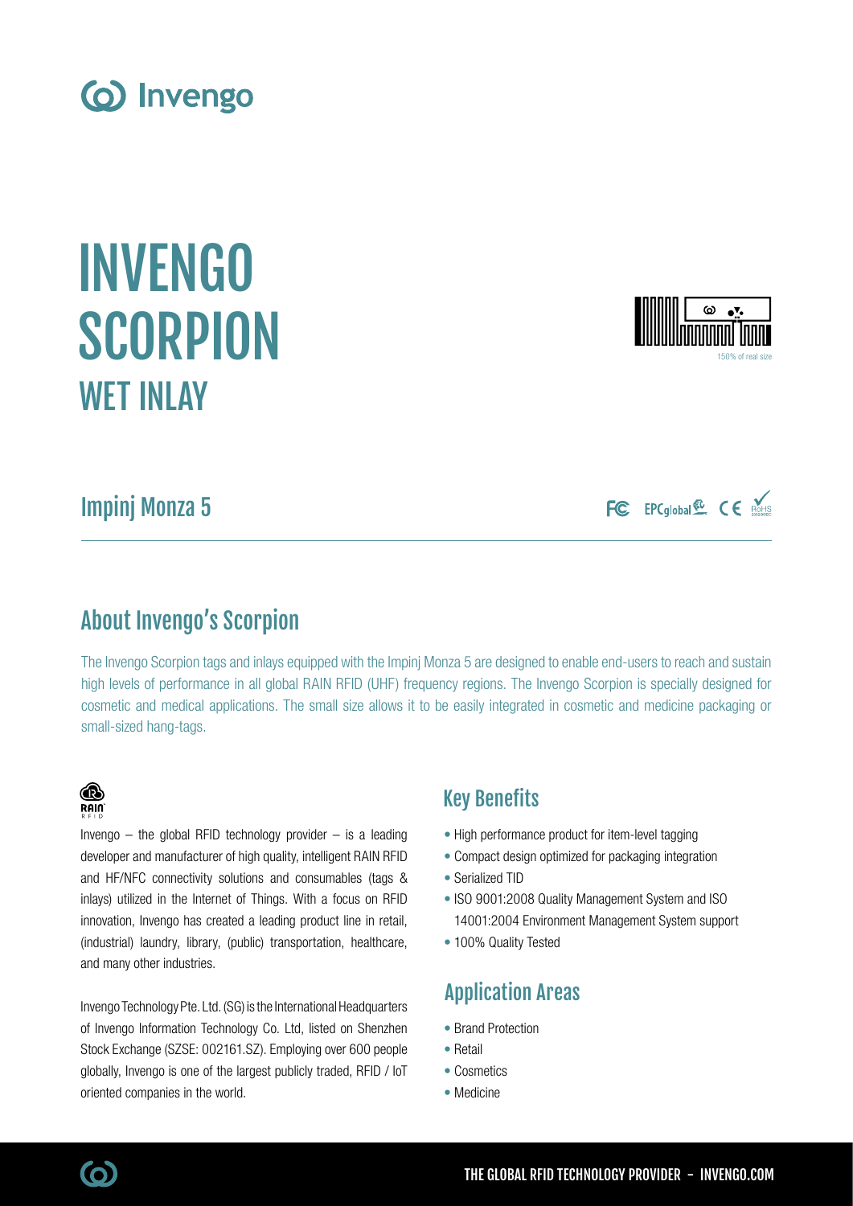# INVENGO SCORPION
## WET INLAY

150% of real size

## Impinj Monza 5

## About Invengo's Scorpion

The Invengo Scorpion tags and inlays equipped with the Impinj Monza 5 are designed to enable end-users to reach and sustain high levels of performance in all global RAIN RFID (UHF) frequency regions. The Invengo Scorpion is specially designed for cosmetic and medical applications. The small size allows it to be easily integrated in cosmetic and medicine packaging or small-sized hang-tags.

Invengo – the global RFID technology provider – is a leading developer and manufacturer of high quality, intelligent RAIN RFID and HF/NFC connectivity solutions and consumables (tags & inlays) utilized in the Internet of Things. With a focus on RFID innovation, Invengo has created a leading product line in retail, (industrial) laundry, library, (public) transportation, healthcare, and many other industries.

Invengo Technology Pte. Ltd. (SG) is the International Headquarters of Invengo Information Technology Co. Ltd, listed on Shenzhen Stock Exchange (SZSE: 002161.SZ). Employing over 600 people globally, Invengo is one of the largest publicly traded, RFID / IoT oriented companies in the world.

## Key Benefits

- High performance product for item-level tagging
- Compact design optimized for packaging integration
- Serialized TID
- ISO 9001:2008 Quality Management System and ISO 14001:2004 Environment Management System support
- 100% Quality Tested

## Application Areas

- Brand Protection
- Retail
- Cosmetics
- Medicine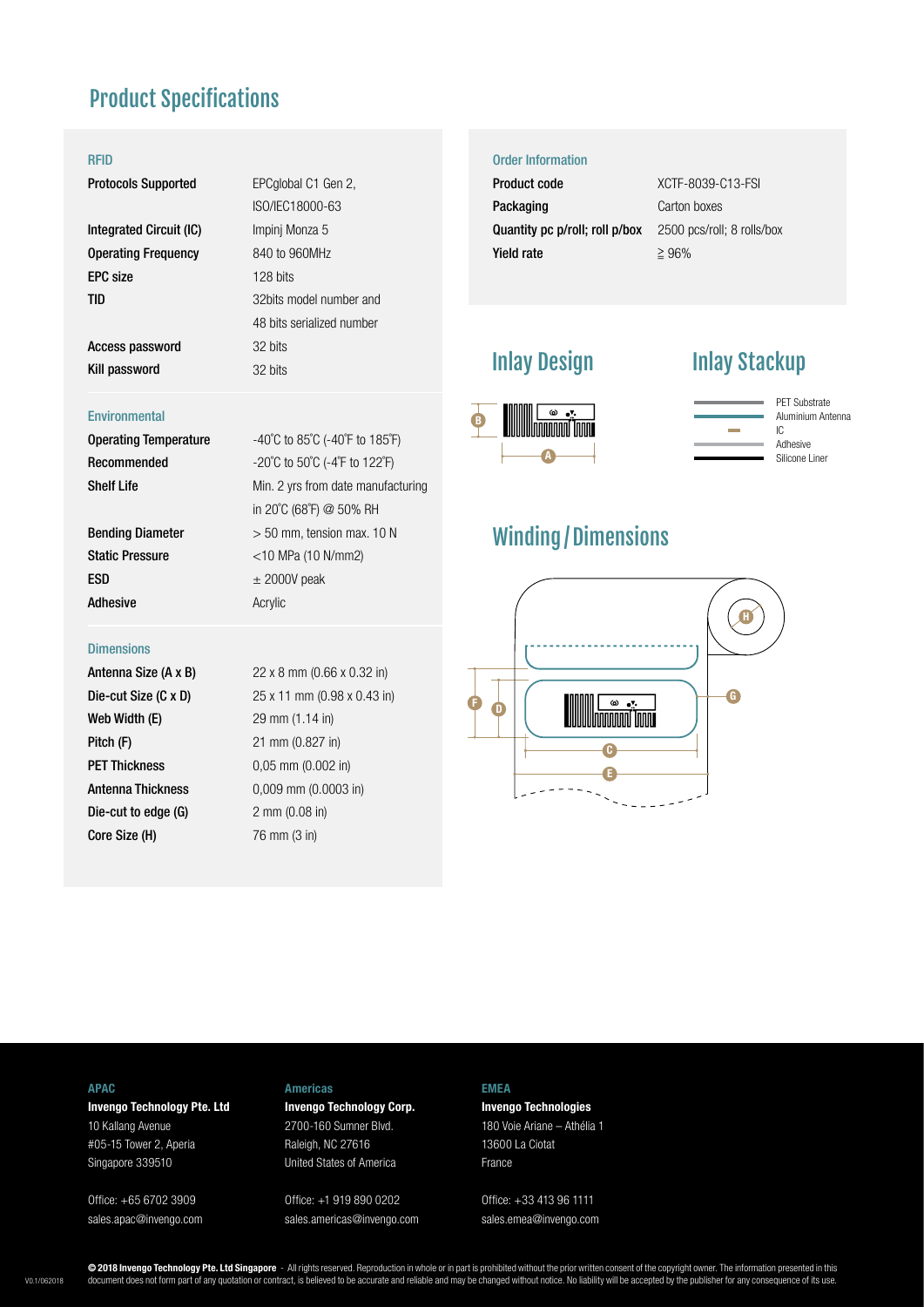# Product Specifications

### RFID

| | |
|---|---|
| **Protocols Supported** | EPCglobal C1 Gen 2, ISO/IEC18000-63 |
| **Integrated Circuit (IC)** | Impinj Monza 5 |
| **Operating Frequency** | 840 to 960MHz |
| **EPC size** | 128 bits |
| **TID** | 32bits model number and 48 bits serialized number |
| **Access password** | 32 bits |
| **Kill password** | 32 bits |

### Environmental

| | |
|---|---|
| **Operating Temperature** | -40˚C to 85˚C (-40˚F to 185˚F) |
| **Recommended** | -20˚C to 50˚C (-4˚F to 122˚F) |
| **Shelf Life** | Min. 2 yrs from date manufacturing in 20˚C (68˚F) @ 50% RH |
| **Bending Diameter** | > 50 mm, tension max. 10 N |
| **Static Pressure** | <10 MPa (10 N/mm2) |
| **ESD** | ± 2000V peak |
| **Adhesive** | Acrylic |

### Dimensions

| | |
|---|---|
| **Antenna Size (A x B)** | 22 x 8 mm (0.66 x 0.32 in) |
| **Die-cut Size (C x D)** | 25 x 11 mm (0.98 x 0.43 in) |
| **Web Width (E)** | 29 mm (1.14 in) |
| **Pitch (F)** | 21 mm (0.827 in) |
| **PET Thickness** | 0,05 mm (0.002 in) |
| **Antenna Thickness** | 0,009 mm (0.0003 in) |
| **Die-cut to edge (G)** | 2 mm (0.08 in) |
| **Core Size (H)** | 76 mm (3 in) |

### Order Information

| | |
|---|---|
| **Product code** | XCTF-8039-C13-FSI |
| **Packaging** | Carton boxes |
| **Quantity pc p/roll; roll p/box** | 2500 pcs/roll; 8 rolls/box |
| **Yield rate** | ≧ 96% |

## Inlay Design

B

A

## Inlay Stackup

PET Substrate
Aluminium Antenna
IC
Adhesive
Silicone Liner

## Winding / Dimensions

H

F

D

G

C

E

**APAC**
**Invengo Technology Pte. Ltd**
10 Kallang Avenue
#05-15 Tower 2, Aperia
Singapore 339510

Office: +65 6702 3909
sales.apac@invengo.com

**Americas**
**Invengo Technology Corp.**
2700-160 Sumner Blvd.
Raleigh, NC 27616
United States of America

Office: +1 919 890 0202
sales.americas@invengo.com

**EMEA**
**Invengo Technologies**
180 Voie Ariane – Athélia 1
13600 La Ciotat
France

Office: +33 413 96 1111
sales.emea@invengo.com

**© 2018 Invengo Technology Pte. Ltd Singapore** - All rights reserved. Reproduction in whole or in part is prohibited without the prior written consent of the copyright owner. The information presented in this document does not form part of any quotation or contract, is believed to be accurate and reliable and may be changed without notice. No liability will be accepted by the publisher for any consequence of its use.

V0.1/062018